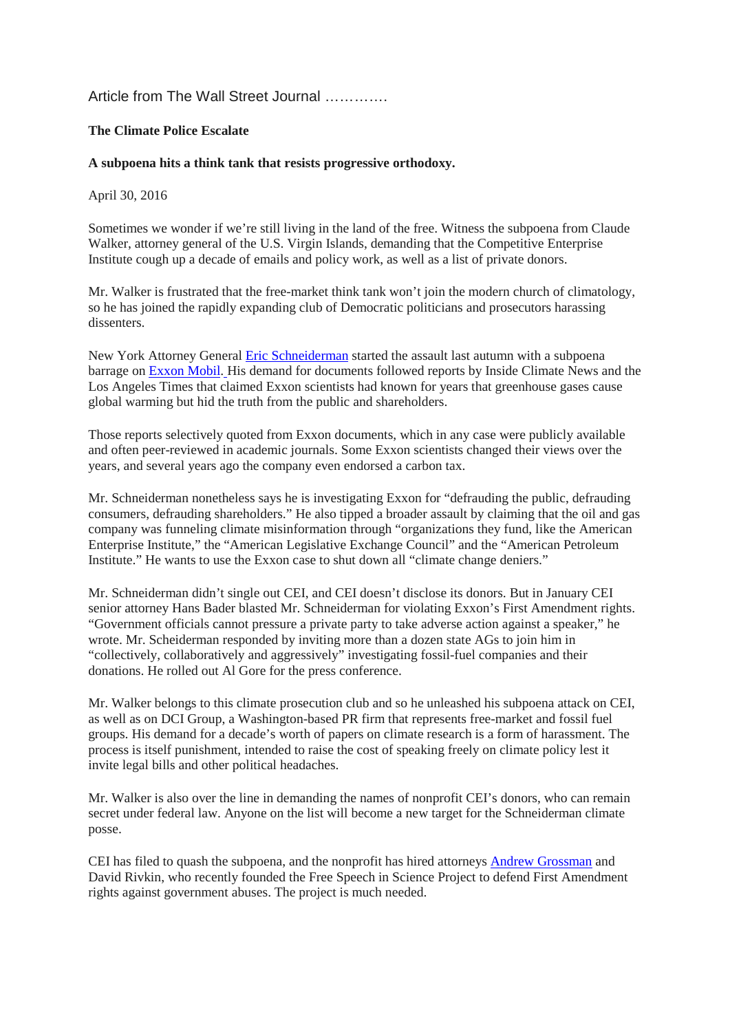Article from The Wall Street Journal ………….

**The Climate Police Escalate**

**A subpoena hits a think tank that resists progressive orthodoxy.**

April 30, 2016

Sometimes we wonder if we're still living in the land of the free. Witness the subpoena from Claude Walker, attorney general of the U.S. Virgin Islands, demanding that the Competitive Enterprise Institute cough up a decade of emails and policy work, as well as a list of private donors.

Mr. Walker is frustrated that the free-market think tank won't join the modern church of climatology, so he has joined the rapidly expanding club of Democratic politicians and prosecutors harassing dissenters.

New York Attorney General Eric Schneiderman started the assault last autumn with a subpoena barrage on Exxon Mobil. His demand for documents followed reports by Inside Climate News and the Los Angeles Times that claimed Exxon scientists had known for years that greenhouse gases cause global warming but hid the truth from the public and shareholders.

Those reports selectively quoted from Exxon documents, which in any case were publicly available and often peer-reviewed in academic journals. Some Exxon scientists changed their views over the years, and several years ago the company even endorsed a carbon tax.

Mr. Schneiderman nonetheless says he is investigating Exxon for "defrauding the public, defrauding consumers, defrauding shareholders." He also tipped a broader assault by claiming that the oil and gas company was funneling climate misinformation through "organizations they fund, like the American Enterprise Institute," the "American Legislative Exchange Council" and the "American Petroleum Institute." He wants to use the Exxon case to shut down all "climate change deniers."

Mr. Schneiderman didn't single out CEI, and CEI doesn't disclose its donors. But in January CEI senior attorney Hans Bader blasted Mr. Schneiderman for violating Exxon's First Amendment rights. "Government officials cannot pressure a private party to take adverse action against a speaker," he wrote. Mr. Scheiderman responded by inviting more than a dozen state AGs to join him in "collectively, collaboratively and aggressively" investigating fossil-fuel companies and their donations. He rolled out Al Gore for the press conference.

Mr. Walker belongs to this climate prosecution club and so he unleashed his subpoena attack on CEI, as well as on DCI Group, a Washington-based PR firm that represents free-market and fossil fuel groups. His demand for a decade's worth of papers on climate research is a form of harassment. The process is itself punishment, intended to raise the cost of speaking freely on climate policy lest it invite legal bills and other political headaches.

Mr. Walker is also over the line in demanding the names of nonprofit CEI's donors, who can remain secret under federal law. Anyone on the list will become a new target for the Schneiderman climate posse.

CEI has filed to quash the subpoena, and the nonprofit has hired attorneys Andrew Grossman and David Rivkin, who recently founded the Free Speech in Science Project to defend First Amendment rights against government abuses. The project is much needed.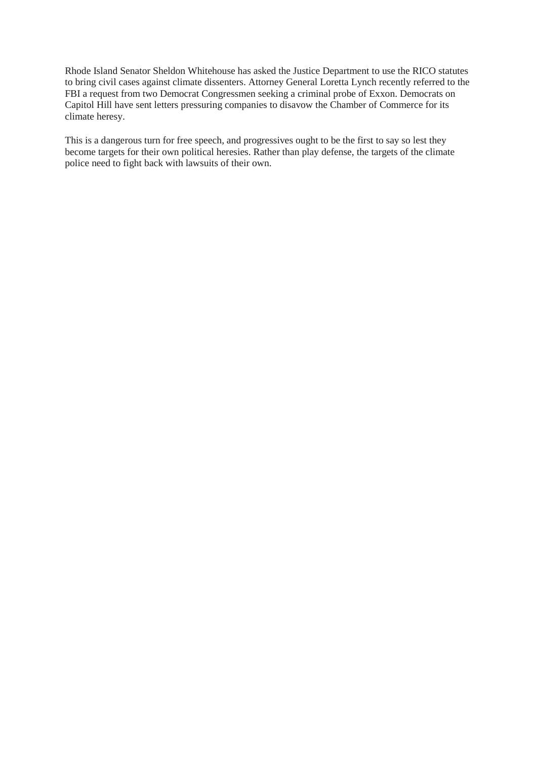Rhode Island Senator Sheldon Whitehouse has asked the Justice Department to use the RICO statutes to bring civil cases against climate dissenters. Attorney General Loretta Lynch recently referred to the FBI a request from two Democrat Congressmen seeking a criminal probe of Exxon. Democrats on Capitol Hill have sent letters pressuring companies to disavow the Chamber of Commerce for its climate heresy.

This is a dangerous turn for free speech, and progressives ought to be the first to say so lest they become targets for their own political heresies. Rather than play defense, the targets of the climate police need to fight back with lawsuits of their own.